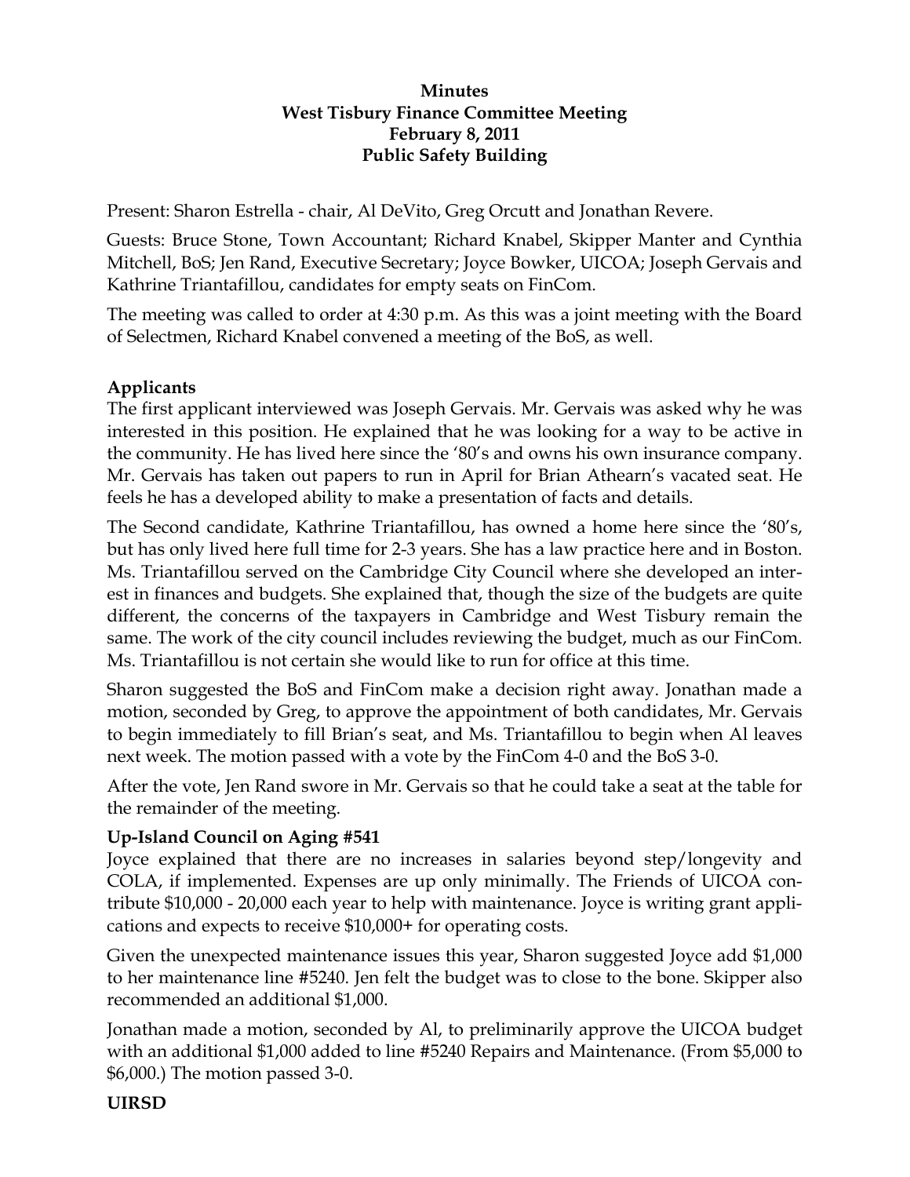**Minutes**
**West Tisbury Finance Committee Meeting**
**February 8, 2011**
**Public Safety Building**

Present: Sharon Estrella - chair, Al DeVito, Greg Orcutt and Jonathan Revere.

Guests: Bruce Stone, Town Accountant; Richard Knabel, Skipper Manter and Cynthia Mitchell, BoS; Jen Rand, Executive Secretary; Joyce Bowker, UICOA; Joseph Gervais and Kathrine Triantafillou, candidates for empty seats on FinCom.

The meeting was called to order at 4:30 p.m. As this was a joint meeting with the Board of Selectmen, Richard Knabel convened a meeting of the BoS, as well.

**Applicants**

The first applicant interviewed was Joseph Gervais. Mr. Gervais was asked why he was interested in this position. He explained that he was looking for a way to be active in the community. He has lived here since the '80's and owns his own insurance company. Mr. Gervais has taken out papers to run in April for Brian Athearn's vacated seat. He feels he has a developed ability to make a presentation of facts and details.

The Second candidate, Kathrine Triantafillou, has owned a home here since the '80's, but has only lived here full time for 2-3 years. She has a law practice here and in Boston. Ms. Triantafillou served on the Cambridge City Council where she developed an interest in finances and budgets. She explained that, though the size of the budgets are quite different, the concerns of the taxpayers in Cambridge and West Tisbury remain the same. The work of the city council includes reviewing the budget, much as our FinCom. Ms. Triantafillou is not certain she would like to run for office at this time.

Sharon suggested the BoS and FinCom make a decision right away. Jonathan made a motion, seconded by Greg, to approve the appointment of both candidates, Mr. Gervais to begin immediately to fill Brian's seat, and Ms. Triantafillou to begin when Al leaves next week. The motion passed with a vote by the FinCom 4-0 and the BoS 3-0.

After the vote, Jen Rand swore in Mr. Gervais so that he could take a seat at the table for the remainder of the meeting.

**Up-Island Council on Aging #541**

Joyce explained that there are no increases in salaries beyond step/longevity and COLA, if implemented. Expenses are up only minimally. The Friends of UICOA contribute $10,000 - 20,000 each year to help with maintenance. Joyce is writing grant applications and expects to receive $10,000+ for operating costs.

Given the unexpected maintenance issues this year, Sharon suggested Joyce add $1,000 to her maintenance line #5240. Jen felt the budget was to close to the bone. Skipper also recommended an additional $1,000.

Jonathan made a motion, seconded by Al, to preliminarily approve the UICOA budget with an additional $1,000 added to line #5240 Repairs and Maintenance. (From $5,000 to $6,000.) The motion passed 3-0.

**UIRSD**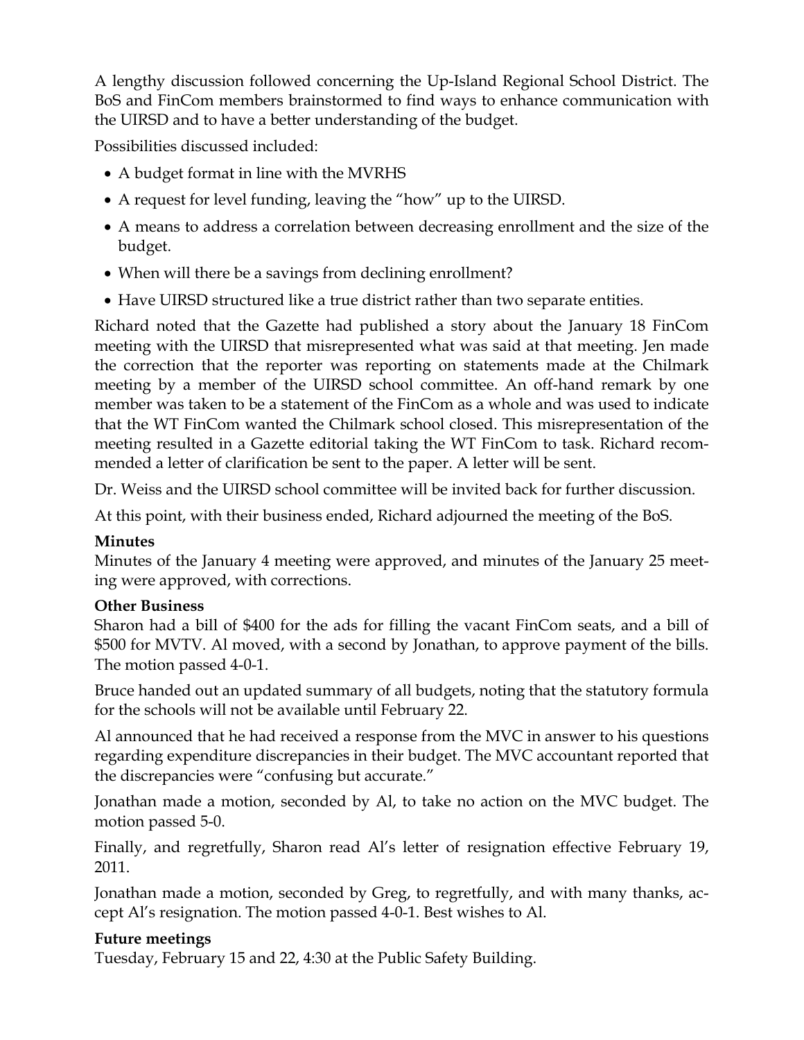A lengthy discussion followed concerning the Up-Island Regional School District. The BoS and FinCom members brainstormed to find ways to enhance communication with the UIRSD and to have a better understanding of the budget.

Possibilities discussed included:

- A budget format in line with the MVRHS
- A request for level funding, leaving the "how" up to the UIRSD.
- A means to address a correlation between decreasing enrollment and the size of the budget.
- When will there be a savings from declining enrollment?
- Have UIRSD structured like a true district rather than two separate entities.

Richard noted that the Gazette had published a story about the January 18 FinCom meeting with the UIRSD that misrepresented what was said at that meeting. Jen made the correction that the reporter was reporting on statements made at the Chilmark meeting by a member of the UIRSD school committee. An off-hand remark by one member was taken to be a statement of the FinCom as a whole and was used to indicate that the WT FinCom wanted the Chilmark school closed. This misrepresentation of the meeting resulted in a Gazette editorial taking the WT FinCom to task. Richard recommended a letter of clarification be sent to the paper. A letter will be sent.

Dr. Weiss and the UIRSD school committee will be invited back for further discussion.

At this point, with their business ended, Richard adjourned the meeting of the BoS.

**Minutes**
Minutes of the January 4 meeting were approved, and minutes of the January 25 meeting were approved, with corrections.

**Other Business**
Sharon had a bill of $400 for the ads for filling the vacant FinCom seats, and a bill of $500 for MVTV. Al moved, with a second by Jonathan, to approve payment of the bills. The motion passed 4-0-1.

Bruce handed out an updated summary of all budgets, noting that the statutory formula for the schools will not be available until February 22.

Al announced that he had received a response from the MVC in answer to his questions regarding expenditure discrepancies in their budget. The MVC accountant reported that the discrepancies were "confusing but accurate."

Jonathan made a motion, seconded by Al, to take no action on the MVC budget. The motion passed 5-0.

Finally, and regretfully, Sharon read Al's letter of resignation effective February 19, 2011.

Jonathan made a motion, seconded by Greg, to regretfully, and with many thanks, accept Al's resignation. The motion passed 4-0-1. Best wishes to Al.

**Future meetings**
Tuesday, February 15 and 22, 4:30 at the Public Safety Building.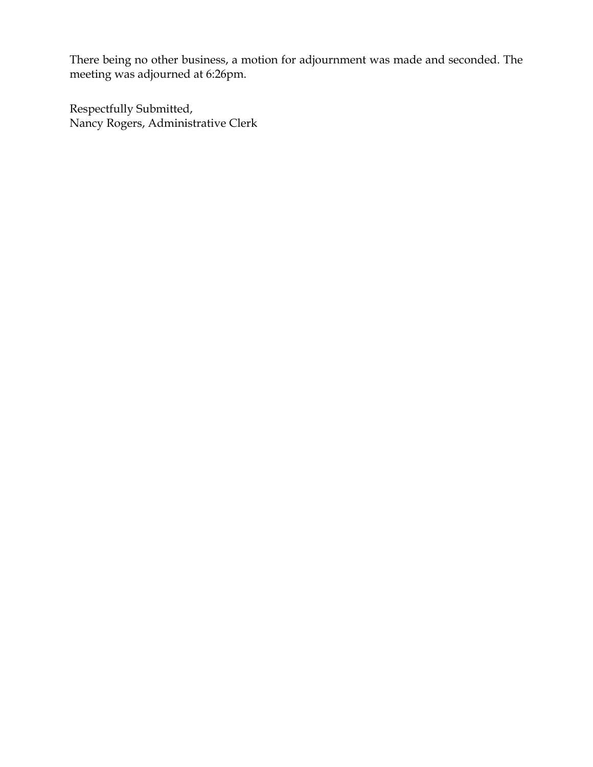There being no other business, a motion for adjournment was made and seconded. The meeting was adjourned at 6:26pm.

Respectfully Submitted,
Nancy Rogers, Administrative Clerk